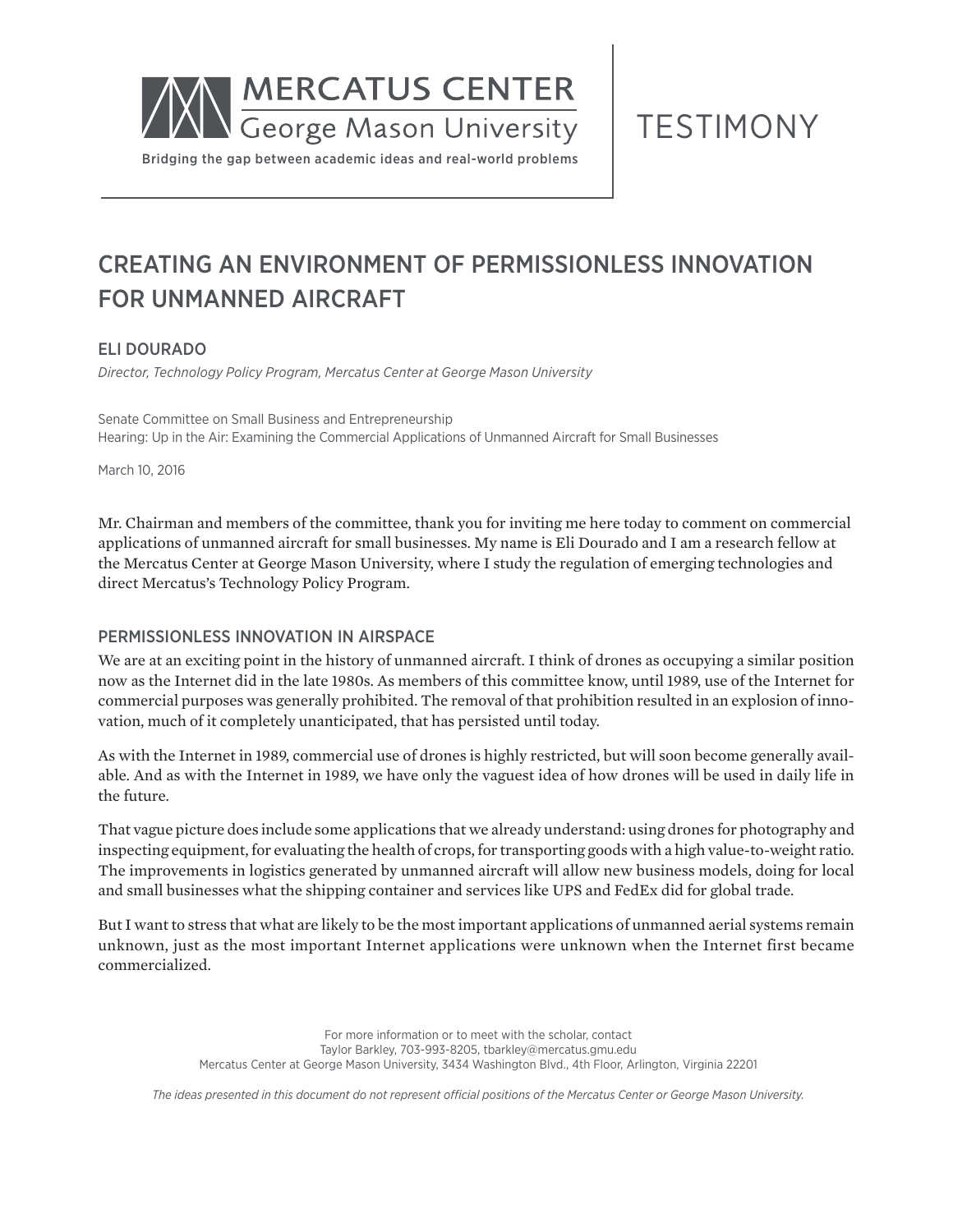MERCATUS CENTER
George Mason University

Bridging the gap between academic ideas and real-world problems

TESTIMONY

# CREATING AN ENVIRONMENT OF PERMISSIONLESS INNOVATION FOR UNMANNED AIRCRAFT

## ELI DOURADO

*Director, Technology Policy Program, Mercatus Center at George Mason University*

Senate Committee on Small Business and Entrepreneurship
Hearing: Up in the Air: Examining the Commercial Applications of Unmanned Aircraft for Small Businesses

March 10, 2016

Mr. Chairman and members of the committee, thank you for inviting me here today to comment on commercial applications of unmanned aircraft for small businesses. My name is Eli Dourado and I am a research fellow at the Mercatus Center at George Mason University, where I study the regulation of emerging technologies and direct Mercatus's Technology Policy Program.

## PERMISSIONLESS INNOVATION IN AIRSPACE

We are at an exciting point in the history of unmanned aircraft. I think of drones as occupying a similar position now as the Internet did in the late 1980s. As members of this committee know, until 1989, use of the Internet for commercial purposes was generally prohibited. The removal of that prohibition resulted in an explosion of innovation, much of it completely unanticipated, that has persisted until today.

As with the Internet in 1989, commercial use of drones is highly restricted, but will soon become generally available. And as with the Internet in 1989, we have only the vaguest idea of how drones will be used in daily life in the future.

That vague picture does include some applications that we already understand: using drones for photography and inspecting equipment, for evaluating the health of crops, for transporting goods with a high value-to-weight ratio. The improvements in logistics generated by unmanned aircraft will allow new business models, doing for local and small businesses what the shipping container and services like UPS and FedEx did for global trade.

But I want to stress that what are likely to be the most important applications of unmanned aerial systems remain unknown, just as the most important Internet applications were unknown when the Internet first became commercialized.

For more information or to meet with the scholar, contact
Taylor Barkley, 703-993-8205, tbarkley@mercatus.gmu.edu
Mercatus Center at George Mason University, 3434 Washington Blvd., 4th Floor, Arlington, Virginia 22201

*The ideas presented in this document do not represent official positions of the Mercatus Center or George Mason University.*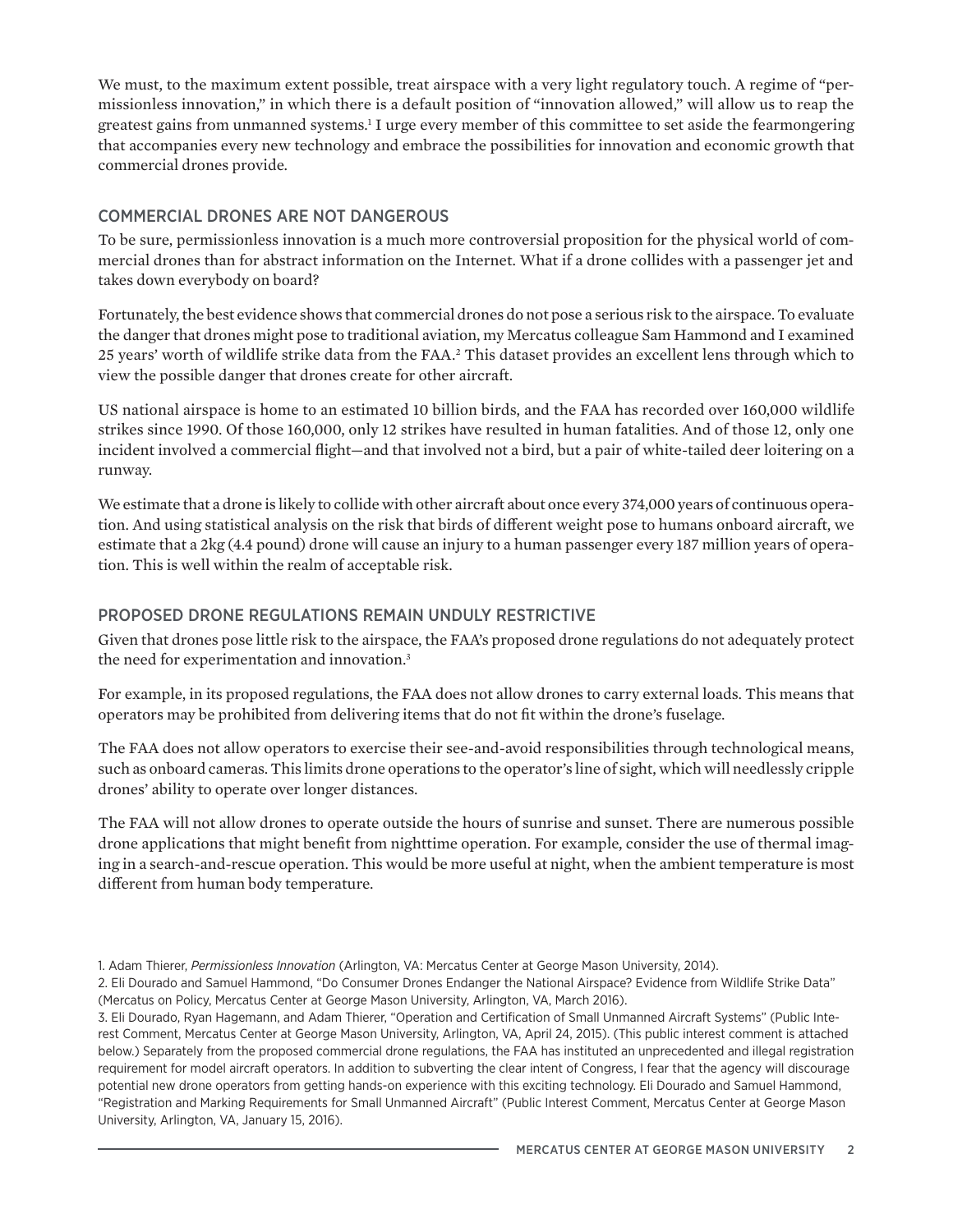We must, to the maximum extent possible, treat airspace with a very light regulatory touch. A regime of "permissionless innovation," in which there is a default position of "innovation allowed," will allow us to reap the greatest gains from unmanned systems.[1] I urge every member of this committee to set aside the fearmongering that accompanies every new technology and embrace the possibilities for innovation and economic growth that commercial drones provide.

## COMMERCIAL DRONES ARE NOT DANGEROUS

To be sure, permissionless innovation is a much more controversial proposition for the physical world of commercial drones than for abstract information on the Internet. What if a drone collides with a passenger jet and takes down everybody on board?

Fortunately, the best evidence shows that commercial drones do not pose a serious risk to the airspace. To evaluate the danger that drones might pose to traditional aviation, my Mercatus colleague Sam Hammond and I examined 25 years' worth of wildlife strike data from the FAA.[2] This dataset provides an excellent lens through which to view the possible danger that drones create for other aircraft.

US national airspace is home to an estimated 10 billion birds, and the FAA has recorded over 160,000 wildlife strikes since 1990. Of those 160,000, only 12 strikes have resulted in human fatalities. And of those 12, only one incident involved a commercial flight—and that involved not a bird, but a pair of white-tailed deer loitering on a runway.

We estimate that a drone is likely to collide with other aircraft about once every 374,000 years of continuous operation. And using statistical analysis on the risk that birds of different weight pose to humans onboard aircraft, we estimate that a 2kg (4.4 pound) drone will cause an injury to a human passenger every 187 million years of operation. This is well within the realm of acceptable risk.

## PROPOSED DRONE REGULATIONS REMAIN UNDULY RESTRICTIVE

Given that drones pose little risk to the airspace, the FAA's proposed drone regulations do not adequately protect the need for experimentation and innovation.[3]

For example, in its proposed regulations, the FAA does not allow drones to carry external loads. This means that operators may be prohibited from delivering items that do not fit within the drone's fuselage.

The FAA does not allow operators to exercise their see-and-avoid responsibilities through technological means, such as onboard cameras. This limits drone operations to the operator's line of sight, which will needlessly cripple drones' ability to operate over longer distances.

The FAA will not allow drones to operate outside the hours of sunrise and sunset. There are numerous possible drone applications that might benefit from nighttime operation. For example, consider the use of thermal imaging in a search-and-rescue operation. This would be more useful at night, when the ambient temperature is most different from human body temperature.

1. Adam Thierer, *Permissionless Innovation* (Arlington, VA: Mercatus Center at George Mason University, 2014).

2. Eli Dourado and Samuel Hammond, "Do Consumer Drones Endanger the National Airspace? Evidence from Wildlife Strike Data" (Mercatus on Policy, Mercatus Center at George Mason University, Arlington, VA, March 2016).

3. Eli Dourado, Ryan Hagemann, and Adam Thierer, "Operation and Certification of Small Unmanned Aircraft Systems" (Public Interest Comment, Mercatus Center at George Mason University, Arlington, VA, April 24, 2015). (This public interest comment is attached below.) Separately from the proposed commercial drone regulations, the FAA has instituted an unprecedented and illegal registration requirement for model aircraft operators. In addition to subverting the clear intent of Congress, I fear that the agency will discourage potential new drone operators from getting hands-on experience with this exciting technology. Eli Dourado and Samuel Hammond, "Registration and Marking Requirements for Small Unmanned Aircraft" (Public Interest Comment, Mercatus Center at George Mason University, Arlington, VA, January 15, 2016).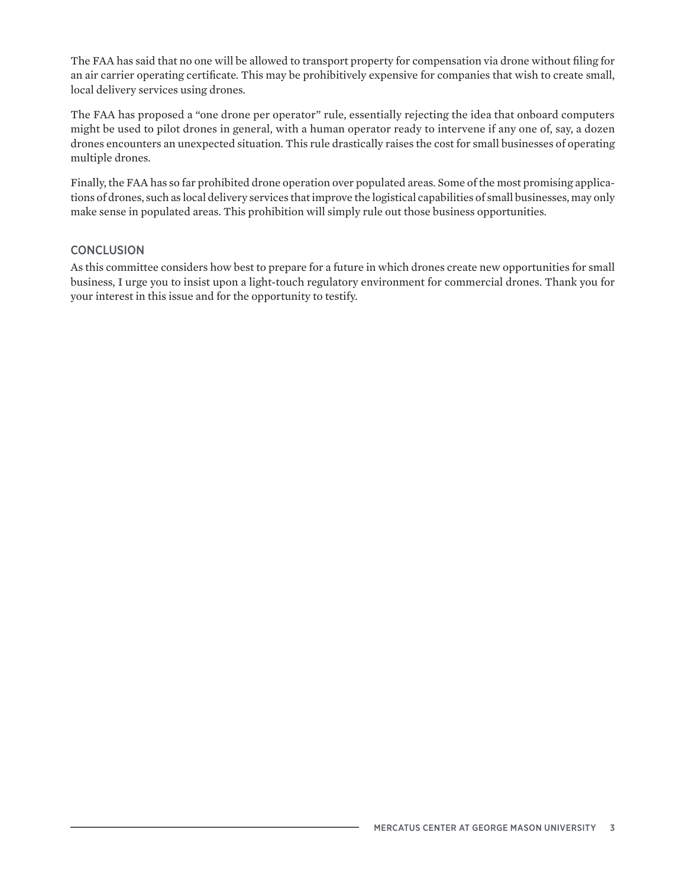The FAA has said that no one will be allowed to transport property for compensation via drone without filing for an air carrier operating certificate. This may be prohibitively expensive for companies that wish to create small, local delivery services using drones.

The FAA has proposed a "one drone per operator" rule, essentially rejecting the idea that onboard computers might be used to pilot drones in general, with a human operator ready to intervene if any one of, say, a dozen drones encounters an unexpected situation. This rule drastically raises the cost for small businesses of operating multiple drones.

Finally, the FAA has so far prohibited drone operation over populated areas. Some of the most promising applications of drones, such as local delivery services that improve the logistical capabilities of small businesses, may only make sense in populated areas. This prohibition will simply rule out those business opportunities.

## CONCLUSION

As this committee considers how best to prepare for a future in which drones create new opportunities for small business, I urge you to insist upon a light-touch regulatory environment for commercial drones. Thank you for your interest in this issue and for the opportunity to testify.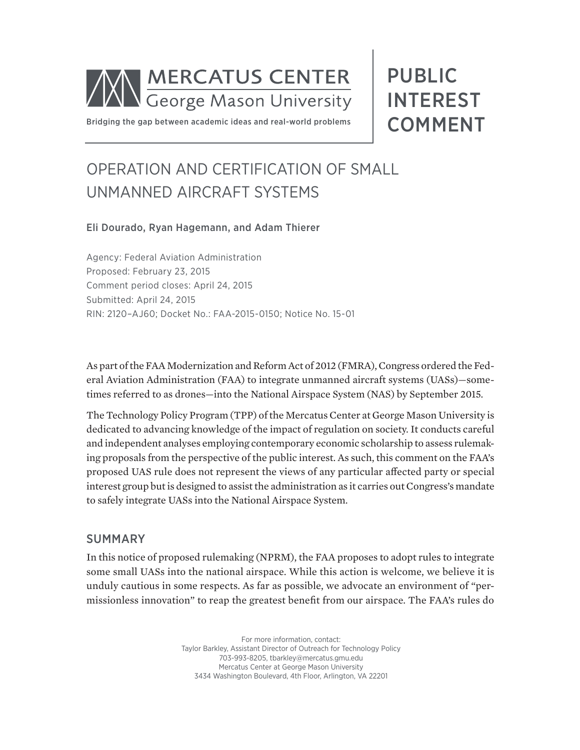# MERCATUS CENTER George Mason University

Bridging the gap between academic ideas and real-world problems

# PUBLIC INTEREST COMMENT

## OPERATION AND CERTIFICATION OF SMALL UNMANNED AIRCRAFT SYSTEMS

**Eli Dourado, Ryan Hagemann, and Adam Thierer**

Agency: Federal Aviation Administration
Proposed: February 23, 2015
Comment period closes: April 24, 2015
Submitted: April 24, 2015
RIN: 2120–AJ60; Docket No.: FAA-2015-0150; Notice No. 15-01

As part of the FAA Modernization and Reform Act of 2012 (FMRA), Congress ordered the Federal Aviation Administration (FAA) to integrate unmanned aircraft systems (UASs)—sometimes referred to as drones—into the National Airspace System (NAS) by September 2015.

The Technology Policy Program (TPP) of the Mercatus Center at George Mason University is dedicated to advancing knowledge of the impact of regulation on society. It conducts careful and independent analyses employing contemporary economic scholarship to assess rulemaking proposals from the perspective of the public interest. As such, this comment on the FAA's proposed UAS rule does not represent the views of any particular affected party or special interest group but is designed to assist the administration as it carries out Congress's mandate to safely integrate UASs into the National Airspace System.

## SUMMARY

In this notice of proposed rulemaking (NPRM), the FAA proposes to adopt rules to integrate some small UASs into the national airspace. While this action is welcome, we believe it is unduly cautious in some respects. As far as possible, we advocate an environment of "permissionless innovation" to reap the greatest benefit from our airspace. The FAA's rules do

For more information, contact:
Taylor Barkley, Assistant Director of Outreach for Technology Policy
703-993-8205, tbarkley@mercatus.gmu.edu
Mercatus Center at George Mason University
3434 Washington Boulevard, 4th Floor, Arlington, VA 22201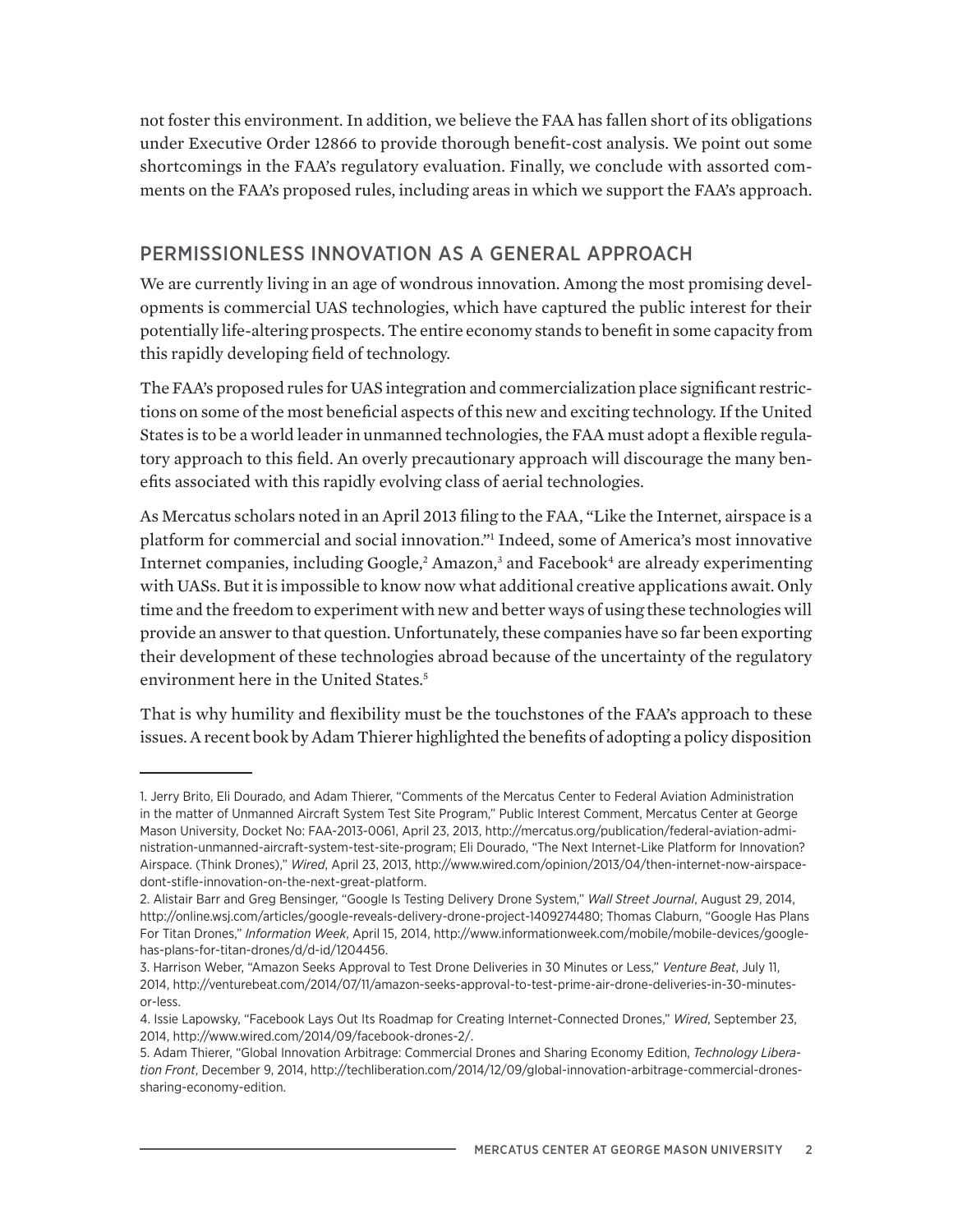not foster this environment. In addition, we believe the FAA has fallen short of its obligations under Executive Order 12866 to provide thorough benefit-cost analysis. We point out some shortcomings in the FAA's regulatory evaluation. Finally, we conclude with assorted comments on the FAA's proposed rules, including areas in which we support the FAA's approach.

## PERMISSIONLESS INNOVATION AS A GENERAL APPROACH

We are currently living in an age of wondrous innovation. Among the most promising developments is commercial UAS technologies, which have captured the public interest for their potentially life-altering prospects. The entire economy stands to benefit in some capacity from this rapidly developing field of technology.

The FAA's proposed rules for UAS integration and commercialization place significant restrictions on some of the most beneficial aspects of this new and exciting technology. If the United States is to be a world leader in unmanned technologies, the FAA must adopt a flexible regulatory approach to this field. An overly precautionary approach will discourage the many benefits associated with this rapidly evolving class of aerial technologies.

As Mercatus scholars noted in an April 2013 filing to the FAA, "Like the Internet, airspace is a platform for commercial and social innovation."[1] Indeed, some of America's most innovative Internet companies, including Google,[2] Amazon,[3] and Facebook[4] are already experimenting with UASs. But it is impossible to know now what additional creative applications await. Only time and the freedom to experiment with new and better ways of using these technologies will provide an answer to that question. Unfortunately, these companies have so far been exporting their development of these technologies abroad because of the uncertainty of the regulatory environment here in the United States.[5]

That is why humility and flexibility must be the touchstones of the FAA's approach to these issues. A recent book by Adam Thierer highlighted the benefits of adopting a policy disposition

---

1. Jerry Brito, Eli Dourado, and Adam Thierer, "Comments of the Mercatus Center to Federal Aviation Administration in the matter of Unmanned Aircraft System Test Site Program," Public Interest Comment, Mercatus Center at George Mason University, Docket No: FAA-2013-0061, April 23, 2013, http://mercatus.org/publication/federal-aviation-administration-unmanned-aircraft-system-test-site-program; Eli Dourado, "The Next Internet-Like Platform for Innovation? Airspace. (Think Drones)," *Wired*, April 23, 2013, http://www.wired.com/opinion/2013/04/then-internet-now-airspace-dont-stifle-innovation-on-the-next-great-platform.
2. Alistair Barr and Greg Bensinger, "Google Is Testing Delivery Drone System," *Wall Street Journal*, August 29, 2014, http://online.wsj.com/articles/google-reveals-delivery-drone-project-1409274480; Thomas Claburn, "Google Has Plans For Titan Drones," *Information Week*, April 15, 2014, http://www.informationweek.com/mobile/mobile-devices/google-has-plans-for-titan-drones/d/d-id/1204456.
3. Harrison Weber, "Amazon Seeks Approval to Test Drone Deliveries in 30 Minutes or Less," *Venture Beat*, July 11, 2014, http://venturebeat.com/2014/07/11/amazon-seeks-approval-to-test-prime-air-drone-deliveries-in-30-minutes-or-less.
4. Issie Lapowsky, "Facebook Lays Out Its Roadmap for Creating Internet-Connected Drones," *Wired*, September 23, 2014, http://www.wired.com/2014/09/facebook-drones-2/.
5. Adam Thierer, "Global Innovation Arbitrage: Commercial Drones and Sharing Economy Edition, *Technology Liberation Front*, December 9, 2014, http://techliberation.com/2014/12/09/global-innovation-arbitrage-commercial-drones-sharing-economy-edition.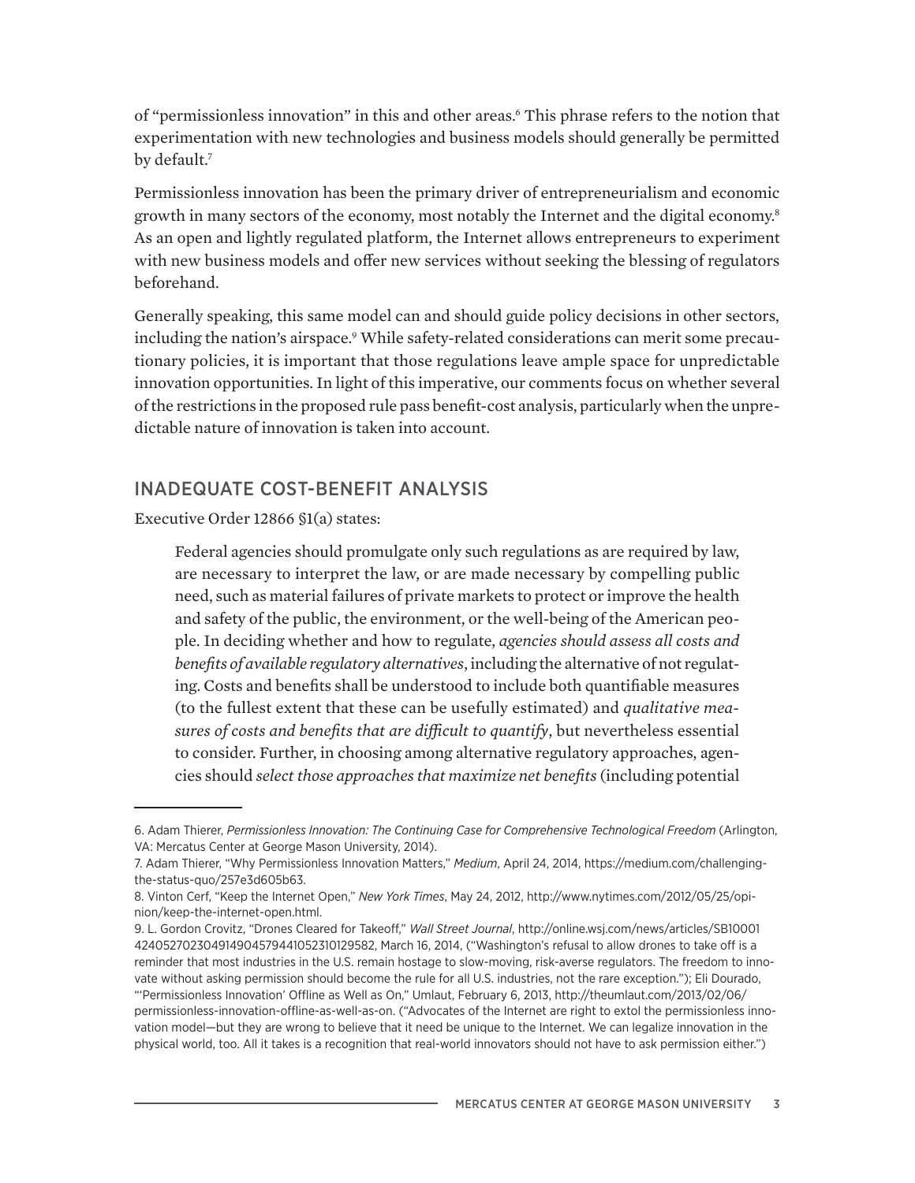of "permissionless innovation" in this and other areas.[6] This phrase refers to the notion that experimentation with new technologies and business models should generally be permitted by default.[7]

Permissionless innovation has been the primary driver of entrepreneurialism and economic growth in many sectors of the economy, most notably the Internet and the digital economy.[8] As an open and lightly regulated platform, the Internet allows entrepreneurs to experiment with new business models and offer new services without seeking the blessing of regulators beforehand.

Generally speaking, this same model can and should guide policy decisions in other sectors, including the nation's airspace.[9] While safety-related considerations can merit some precautionary policies, it is important that those regulations leave ample space for unpredictable innovation opportunities. In light of this imperative, our comments focus on whether several of the restrictions in the proposed rule pass benefit-cost analysis, particularly when the unpredictable nature of innovation is taken into account.

## INADEQUATE COST-BENEFIT ANALYSIS

Executive Order 12866 §1(a) states:

> Federal agencies should promulgate only such regulations as are required by law, are necessary to interpret the law, or are made necessary by compelling public need, such as material failures of private markets to protect or improve the health and safety of the public, the environment, or the well-being of the American people. In deciding whether and how to regulate, *agencies should assess all costs and benefits of available regulatory alternatives*, including the alternative of not regulating. Costs and benefits shall be understood to include both quantifiable measures (to the fullest extent that these can be usefully estimated) and *qualitative measures of costs and benefits that are difficult to quantify*, but nevertheless essential to consider. Further, in choosing among alternative regulatory approaches, agencies should *select those approaches that maximize net benefits* (including potential

---

6. Adam Thierer, *Permissionless Innovation: The Continuing Case for Comprehensive Technological Freedom* (Arlington, VA: Mercatus Center at George Mason University, 2014).

7. Adam Thierer, "Why Permissionless Innovation Matters," *Medium*, April 24, 2014, https://medium.com/challenging-the-status-quo/257e3d605b63.

8. Vinton Cerf, "Keep the Internet Open," *New York Times*, May 24, 2012, http://www.nytimes.com/2012/05/25/opinion/keep-the-internet-open.html.

9. L. Gordon Crovitz, "Drones Cleared for Takeoff," *Wall Street Journal*, http://online.wsj.com/news/articles/SB10001424052702304914904579441052310129582, March 16, 2014, ("Washington's refusal to allow drones to take off is a reminder that most industries in the U.S. remain hostage to slow-moving, risk-averse regulators. The freedom to innovate without asking permission should become the rule for all U.S. industries, not the rare exception."); Eli Dourado, "'Permissionless Innovation' Offline as Well as On," Umlaut, February 6, 2013, http://theumlaut.com/2013/02/06/permissionless-innovation-offline-as-well-as-on. ("Advocates of the Internet are right to extol the permissionless innovation model—but they are wrong to believe that it need be unique to the Internet. We can legalize innovation in the physical world, too. All it takes is a recognition that real-world innovators should not have to ask permission either.")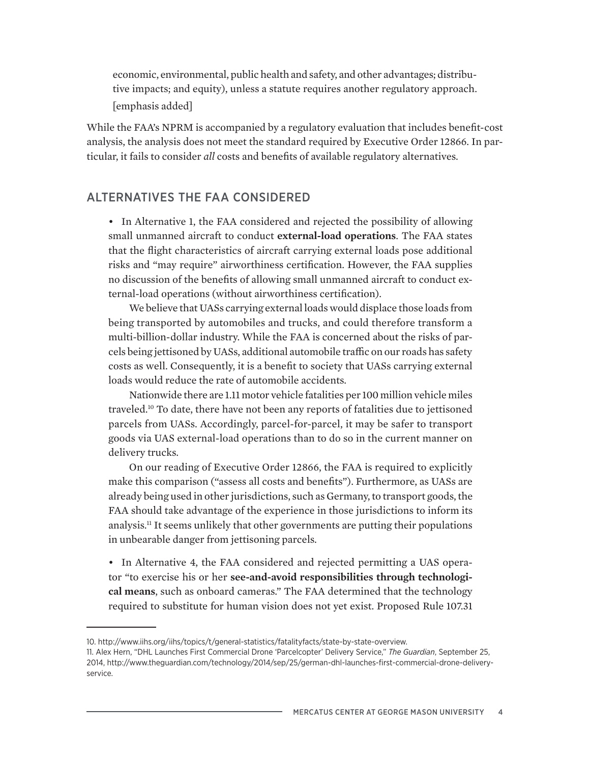economic, environmental, public health and safety, and other advantages; distributive impacts; and equity), unless a statute requires another regulatory approach. [emphasis added]

While the FAA's NPRM is accompanied by a regulatory evaluation that includes benefit-cost analysis, the analysis does not meet the standard required by Executive Order 12866. In particular, it fails to consider *all* costs and benefits of available regulatory alternatives.

## ALTERNATIVES THE FAA CONSIDERED

- In Alternative 1, the FAA considered and rejected the possibility of allowing small unmanned aircraft to conduct **external-load operations**. The FAA states that the flight characteristics of aircraft carrying external loads pose additional risks and "may require" airworthiness certification. However, the FAA supplies no discussion of the benefits of allowing small unmanned aircraft to conduct external-load operations (without airworthiness certification).

  We believe that UASs carrying external loads would displace those loads from being transported by automobiles and trucks, and could therefore transform a multi-billion-dollar industry. While the FAA is concerned about the risks of parcels being jettisoned by UASs, additional automobile traffic on our roads has safety costs as well. Consequently, it is a benefit to society that UASs carrying external loads would reduce the rate of automobile accidents.

  Nationwide there are 1.11 motor vehicle fatalities per 100 million vehicle miles traveled.[10] To date, there have not been any reports of fatalities due to jettisoned parcels from UASs. Accordingly, parcel-for-parcel, it may be safer to transport goods via UAS external-load operations than to do so in the current manner on delivery trucks.

  On our reading of Executive Order 12866, the FAA is required to explicitly make this comparison ("assess all costs and benefits"). Furthermore, as UASs are already being used in other jurisdictions, such as Germany, to transport goods, the FAA should take advantage of the experience in those jurisdictions to inform its analysis.[11] It seems unlikely that other governments are putting their populations in unbearable danger from jettisoning parcels.

- In Alternative 4, the FAA considered and rejected permitting a UAS operator "to exercise his or her **see-and-avoid responsibilities through technological means**, such as onboard cameras." The FAA determined that the technology required to substitute for human vision does not yet exist. Proposed Rule 107.31

---

10. http://www.iihs.org/iihs/topics/t/general-statistics/fatalityfacts/state-by-state-overview.

11. Alex Hern, "DHL Launches First Commercial Drone 'Parcelcopter' Delivery Service," *The Guardian*, September 25, 2014, http://www.theguardian.com/technology/2014/sep/25/german-dhl-launches-first-commercial-drone-delivery-service.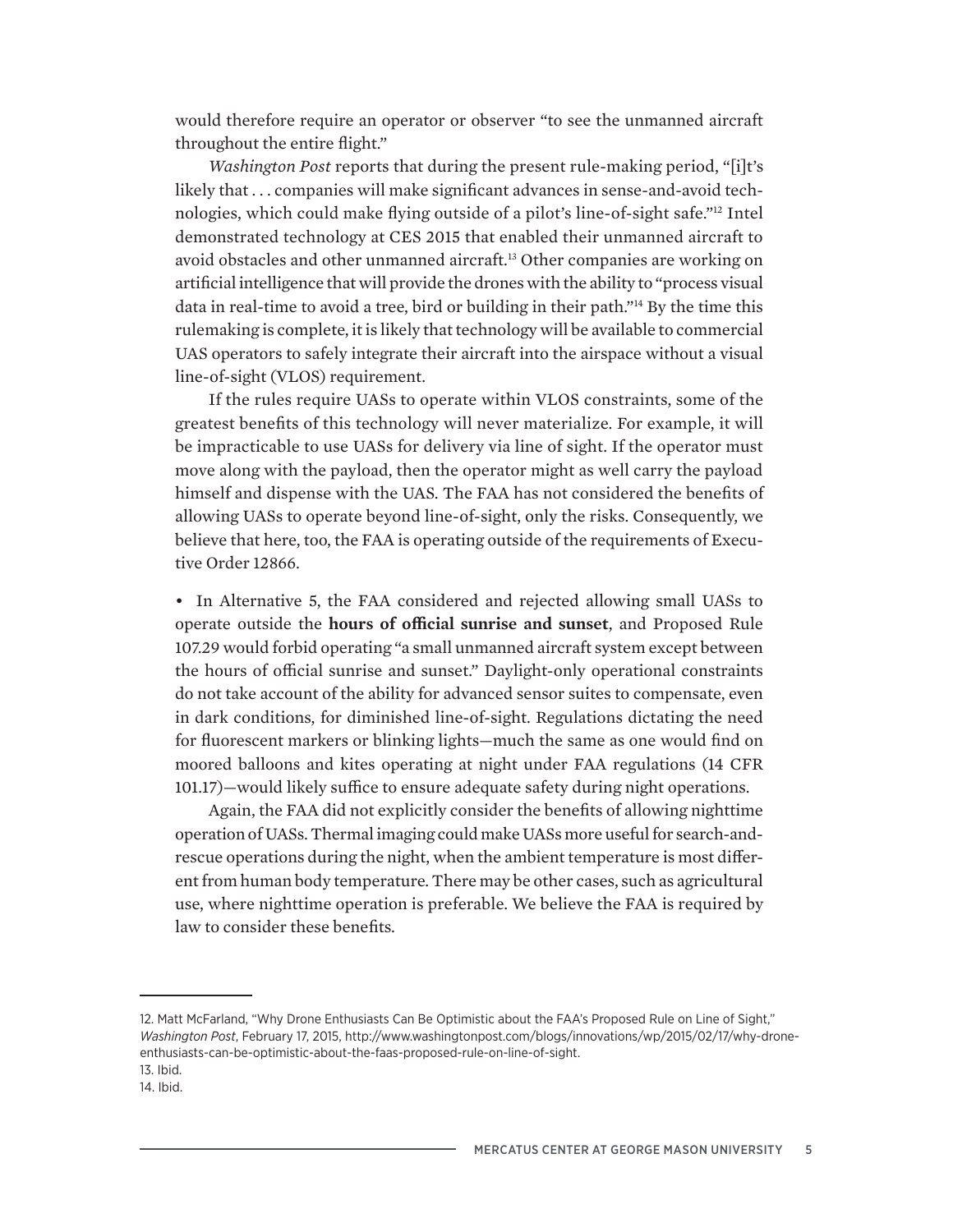would therefore require an operator or observer "to see the unmanned aircraft throughout the entire flight."

*Washington Post* reports that during the present rule-making period, "[i]t's likely that . . . companies will make significant advances in sense-and-avoid technologies, which could make flying outside of a pilot's line-of-sight safe."[12] Intel demonstrated technology at CES 2015 that enabled their unmanned aircraft to avoid obstacles and other unmanned aircraft.[13] Other companies are working on artificial intelligence that will provide the drones with the ability to "process visual data in real-time to avoid a tree, bird or building in their path."[14] By the time this rulemaking is complete, it is likely that technology will be available to commercial UAS operators to safely integrate their aircraft into the airspace without a visual line-of-sight (VLOS) requirement.

If the rules require UASs to operate within VLOS constraints, some of the greatest benefits of this technology will never materialize. For example, it will be impracticable to use UASs for delivery via line of sight. If the operator must move along with the payload, then the operator might as well carry the payload himself and dispense with the UAS. The FAA has not considered the benefits of allowing UASs to operate beyond line-of-sight, only the risks. Consequently, we believe that here, too, the FAA is operating outside of the requirements of Executive Order 12866.

- In Alternative 5, the FAA considered and rejected allowing small UASs to operate outside the **hours of official sunrise and sunset**, and Proposed Rule 107.29 would forbid operating "a small unmanned aircraft system except between the hours of official sunrise and sunset." Daylight-only operational constraints do not take account of the ability for advanced sensor suites to compensate, even in dark conditions, for diminished line-of-sight. Regulations dictating the need for fluorescent markers or blinking lights—much the same as one would find on moored balloons and kites operating at night under FAA regulations (14 CFR 101.17)—would likely suffice to ensure adequate safety during night operations.

Again, the FAA did not explicitly consider the benefits of allowing nighttime operation of UASs. Thermal imaging could make UASs more useful for search-and-rescue operations during the night, when the ambient temperature is most different from human body temperature. There may be other cases, such as agricultural use, where nighttime operation is preferable. We believe the FAA is required by law to consider these benefits.

12. Matt McFarland, "Why Drone Enthusiasts Can Be Optimistic about the FAA's Proposed Rule on Line of Sight," *Washington Post*, February 17, 2015, http://www.washingtonpost.com/blogs/innovations/wp/2015/02/17/why-drone-enthusiasts-can-be-optimistic-about-the-faas-proposed-rule-on-line-of-sight.
13. Ibid.
14. Ibid.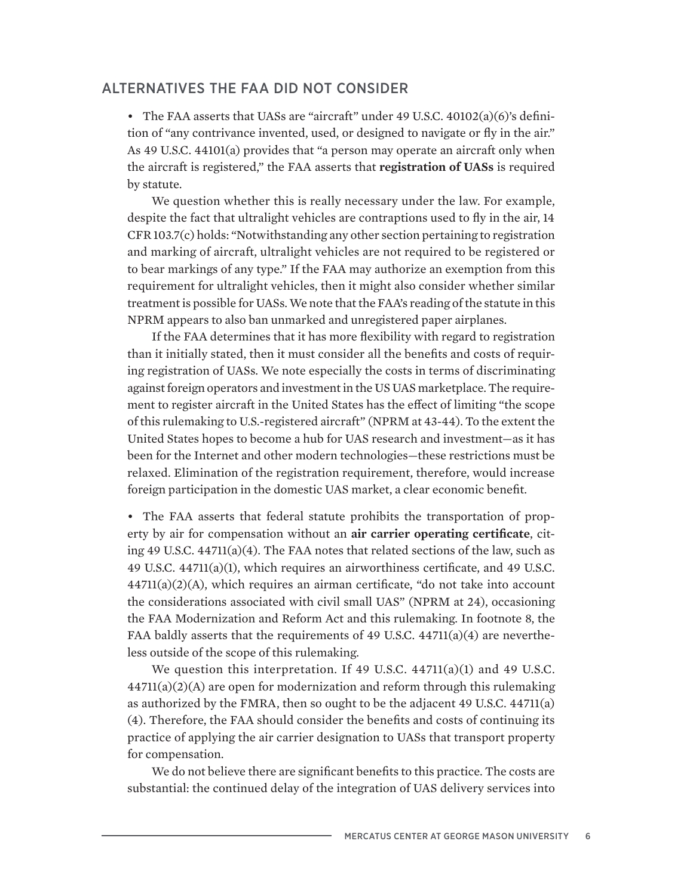## ALTERNATIVES THE FAA DID NOT CONSIDER

- The FAA asserts that UASs are "aircraft" under 49 U.S.C. 40102(a)(6)'s definition of "any contrivance invented, used, or designed to navigate or fly in the air." As 49 U.S.C. 44101(a) provides that "a person may operate an aircraft only when the aircraft is registered," the FAA asserts that **registration of UASs** is required by statute.

  We question whether this is really necessary under the law. For example, despite the fact that ultralight vehicles are contraptions used to fly in the air, 14 CFR 103.7(c) holds: "Notwithstanding any other section pertaining to registration and marking of aircraft, ultralight vehicles are not required to be registered or to bear markings of any type." If the FAA may authorize an exemption from this requirement for ultralight vehicles, then it might also consider whether similar treatment is possible for UASs. We note that the FAA's reading of the statute in this NPRM appears to also ban unmarked and unregistered paper airplanes.

  If the FAA determines that it has more flexibility with regard to registration than it initially stated, then it must consider all the benefits and costs of requiring registration of UASs. We note especially the costs in terms of discriminating against foreign operators and investment in the US UAS marketplace. The requirement to register aircraft in the United States has the effect of limiting "the scope of this rulemaking to U.S.-registered aircraft" (NPRM at 43-44). To the extent the United States hopes to become a hub for UAS research and investment—as it has been for the Internet and other modern technologies—these restrictions must be relaxed. Elimination of the registration requirement, therefore, would increase foreign participation in the domestic UAS market, a clear economic benefit.

- The FAA asserts that federal statute prohibits the transportation of property by air for compensation without an **air carrier operating certificate**, citing 49 U.S.C. 44711(a)(4). The FAA notes that related sections of the law, such as 49 U.S.C. 44711(a)(1), which requires an airworthiness certificate, and 49 U.S.C. 44711(a)(2)(A), which requires an airman certificate, "do not take into account the considerations associated with civil small UAS" (NPRM at 24), occasioning the FAA Modernization and Reform Act and this rulemaking. In footnote 8, the FAA baldly asserts that the requirements of 49 U.S.C. 44711(a)(4) are nevertheless outside of the scope of this rulemaking.

  We question this interpretation. If 49 U.S.C. 44711(a)(1) and 49 U.S.C. 44711(a)(2)(A) are open for modernization and reform through this rulemaking as authorized by the FMRA, then so ought to be the adjacent 49 U.S.C. 44711(a)(4). Therefore, the FAA should consider the benefits and costs of continuing its practice of applying the air carrier designation to UASs that transport property for compensation.

  We do not believe there are significant benefits to this practice. The costs are substantial: the continued delay of the integration of UAS delivery services into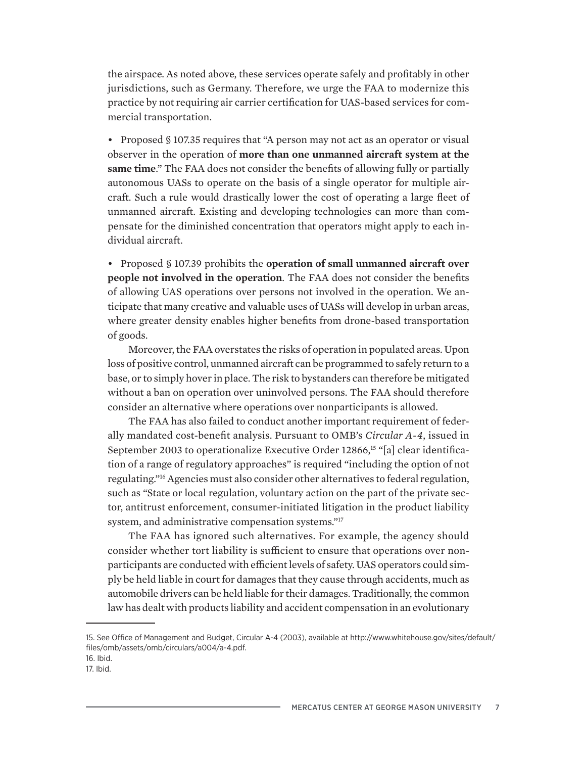the airspace. As noted above, these services operate safely and profitably in other jurisdictions, such as Germany. Therefore, we urge the FAA to modernize this practice by not requiring air carrier certification for UAS-based services for commercial transportation.

- Proposed § 107.35 requires that "A person may not act as an operator or visual observer in the operation of **more than one unmanned aircraft system at the same time**." The FAA does not consider the benefits of allowing fully or partially autonomous UASs to operate on the basis of a single operator for multiple aircraft. Such a rule would drastically lower the cost of operating a large fleet of unmanned aircraft. Existing and developing technologies can more than compensate for the diminished concentration that operators might apply to each individual aircraft.

- Proposed § 107.39 prohibits the **operation of small unmanned aircraft over people not involved in the operation**. The FAA does not consider the benefits of allowing UAS operations over persons not involved in the operation. We anticipate that many creative and valuable uses of UASs will develop in urban areas, where greater density enables higher benefits from drone-based transportation of goods.

Moreover, the FAA overstates the risks of operation in populated areas. Upon loss of positive control, unmanned aircraft can be programmed to safely return to a base, or to simply hover in place. The risk to bystanders can therefore be mitigated without a ban on operation over uninvolved persons. The FAA should therefore consider an alternative where operations over nonparticipants is allowed.

The FAA has also failed to conduct another important requirement of federally mandated cost-benefit analysis. Pursuant to OMB's *Circular A-4*, issued in September 2003 to operationalize Executive Order 12866,[15] "[a] clear identification of a range of regulatory approaches" is required "including the option of not regulating."[16] Agencies must also consider other alternatives to federal regulation, such as "State or local regulation, voluntary action on the part of the private sector, antitrust enforcement, consumer-initiated litigation in the product liability system, and administrative compensation systems."[17]

The FAA has ignored such alternatives. For example, the agency should consider whether tort liability is sufficient to ensure that operations over nonparticipants are conducted with efficient levels of safety. UAS operators could simply be held liable in court for damages that they cause through accidents, much as automobile drivers can be held liable for their damages. Traditionally, the common law has dealt with products liability and accident compensation in an evolutionary

---

15. See Office of Management and Budget, Circular A-4 (2003), available at http://www.whitehouse.gov/sites/default/files/omb/assets/omb/circulars/a004/a-4.pdf.
16. Ibid.
17. Ibid.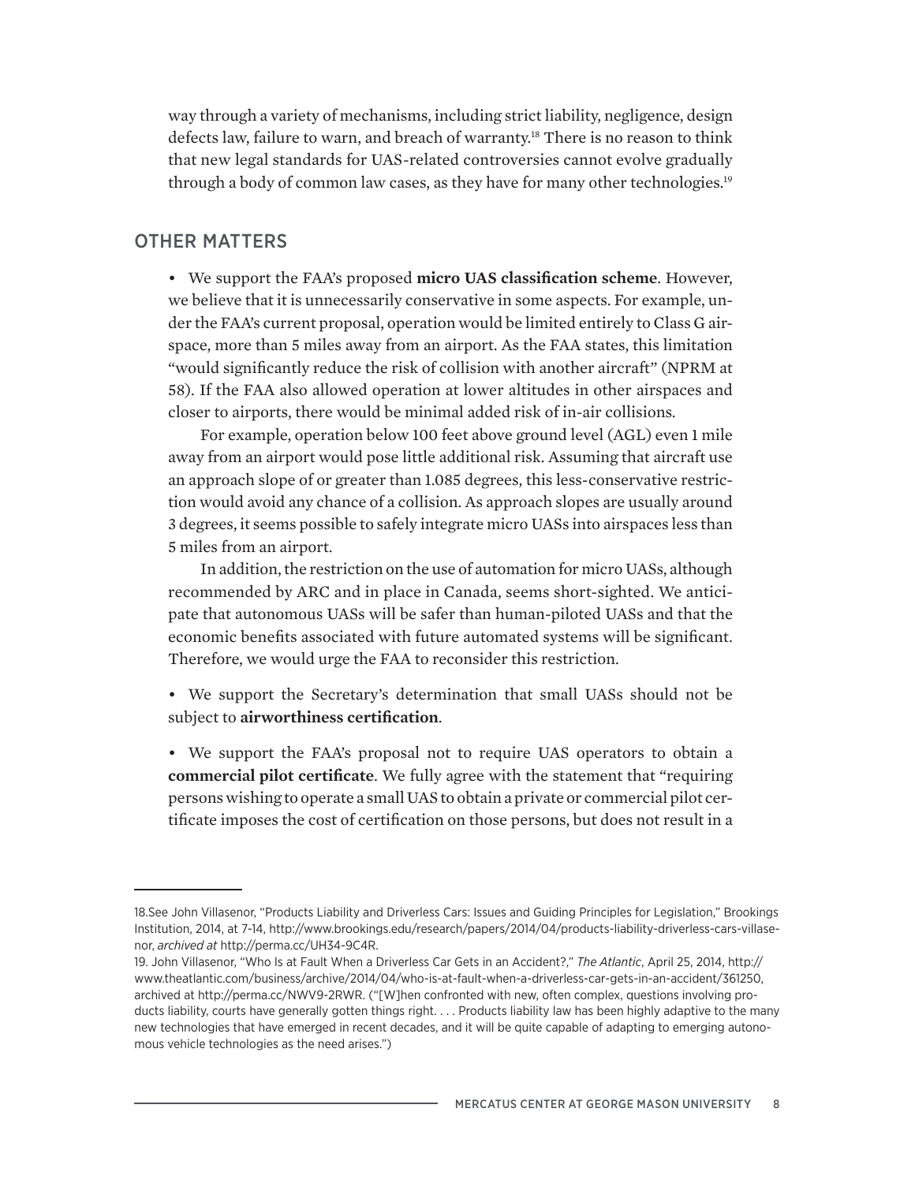way through a variety of mechanisms, including strict liability, negligence, design defects law, failure to warn, and breach of warranty.[18] There is no reason to think that new legal standards for UAS-related controversies cannot evolve gradually through a body of common law cases, as they have for many other technologies.[19]

## OTHER MATTERS

- We support the FAA's proposed **micro UAS classification scheme**. However, we believe that it is unnecessarily conservative in some aspects. For example, under the FAA's current proposal, operation would be limited entirely to Class G airspace, more than 5 miles away from an airport. As the FAA states, this limitation "would significantly reduce the risk of collision with another aircraft" (NPRM at 58). If the FAA also allowed operation at lower altitudes in other airspaces and closer to airports, there would be minimal added risk of in-air collisions.

  For example, operation below 100 feet above ground level (AGL) even 1 mile away from an airport would pose little additional risk. Assuming that aircraft use an approach slope of or greater than 1.085 degrees, this less-conservative restriction would avoid any chance of a collision. As approach slopes are usually around 3 degrees, it seems possible to safely integrate micro UASs into airspaces less than 5 miles from an airport.

  In addition, the restriction on the use of automation for micro UASs, although recommended by ARC and in place in Canada, seems short-sighted. We anticipate that autonomous UASs will be safer than human-piloted UASs and that the economic benefits associated with future automated systems will be significant. Therefore, we would urge the FAA to reconsider this restriction.

- We support the Secretary's determination that small UASs should not be subject to **airworthiness certification**.

- We support the FAA's proposal not to require UAS operators to obtain a **commercial pilot certificate**. We fully agree with the statement that "requiring persons wishing to operate a small UAS to obtain a private or commercial pilot certificate imposes the cost of certification on those persons, but does not result in a

---

18. See John Villasenor, "Products Liability and Driverless Cars: Issues and Guiding Principles for Legislation," Brookings Institution, 2014, at 7-14, http://www.brookings.edu/research/papers/2014/04/products-liability-driverless-cars-villasenor, *archived at* http://perma.cc/UH34-9C4R.

19. John Villasenor, "Who Is at Fault When a Driverless Car Gets in an Accident?," *The Atlantic*, April 25, 2014, http://www.theatlantic.com/business/archive/2014/04/who-is-at-fault-when-a-driverless-car-gets-in-an-accident/361250, archived at http://perma.cc/NWV9-2RWR. ("[W]hen confronted with new, often complex, questions involving products liability, courts have generally gotten things right. . . . Products liability law has been highly adaptive to the many new technologies that have emerged in recent decades, and it will be quite capable of adapting to emerging autonomous vehicle technologies as the need arises.")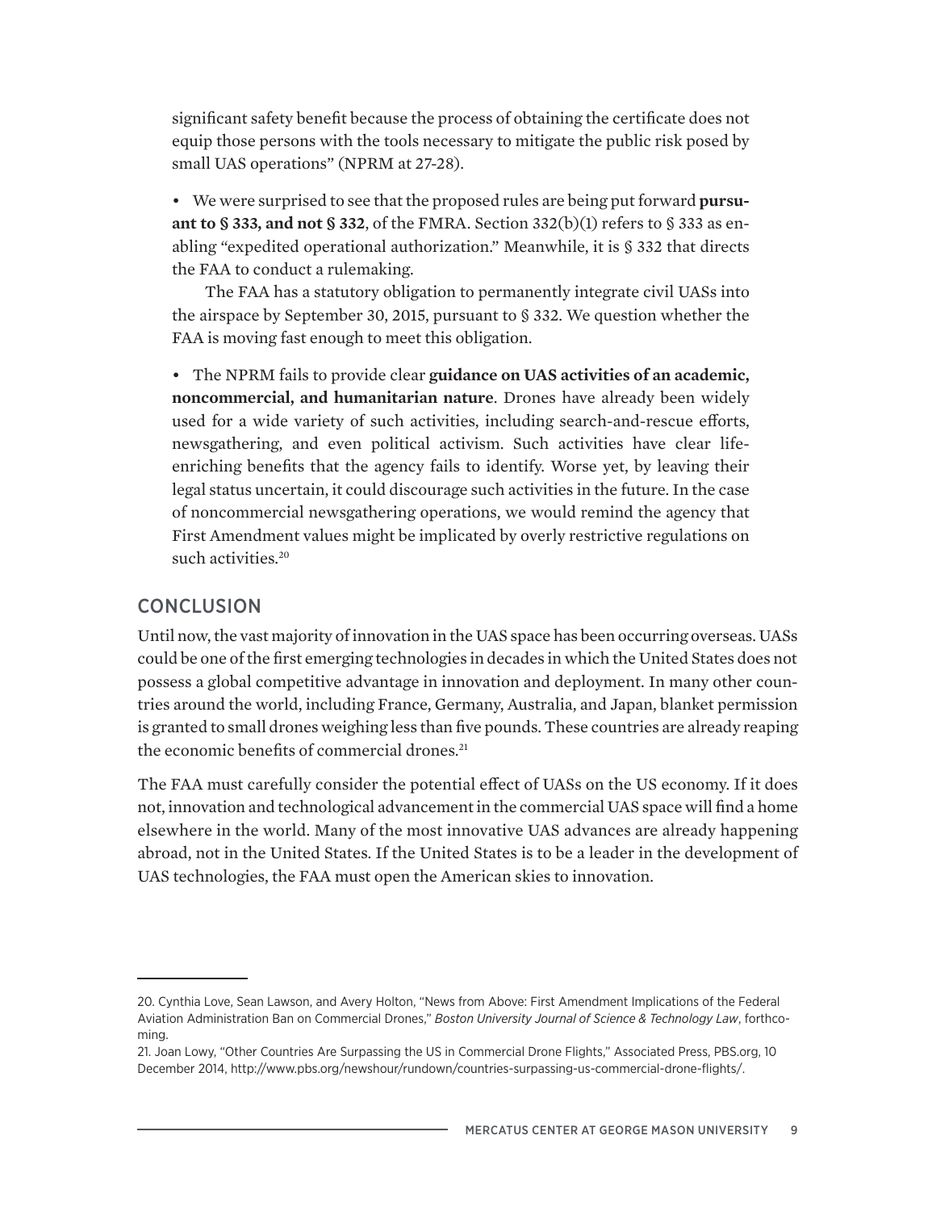significant safety benefit because the process of obtaining the certificate does not equip those persons with the tools necessary to mitigate the public risk posed by small UAS operations" (NPRM at 27-28).

- We were surprised to see that the proposed rules are being put forward **pursuant to § 333, and not § 332**, of the FMRA. Section 332(b)(1) refers to § 333 as enabling "expedited operational authorization." Meanwhile, it is § 332 that directs the FAA to conduct a rulemaking.

  The FAA has a statutory obligation to permanently integrate civil UASs into the airspace by September 30, 2015, pursuant to § 332. We question whether the FAA is moving fast enough to meet this obligation.

- The NPRM fails to provide clear **guidance on UAS activities of an academic, noncommercial, and humanitarian nature**. Drones have already been widely used for a wide variety of such activities, including search-and-rescue efforts, newsgathering, and even political activism. Such activities have clear life-enriching benefits that the agency fails to identify. Worse yet, by leaving their legal status uncertain, it could discourage such activities in the future. In the case of noncommercial newsgathering operations, we would remind the agency that First Amendment values might be implicated by overly restrictive regulations on such activities.[20]

## CONCLUSION

Until now, the vast majority of innovation in the UAS space has been occurring overseas. UASs could be one of the first emerging technologies in decades in which the United States does not possess a global competitive advantage in innovation and deployment. In many other countries around the world, including France, Germany, Australia, and Japan, blanket permission is granted to small drones weighing less than five pounds. These countries are already reaping the economic benefits of commercial drones.[21]

The FAA must carefully consider the potential effect of UASs on the US economy. If it does not, innovation and technological advancement in the commercial UAS space will find a home elsewhere in the world. Many of the most innovative UAS advances are already happening abroad, not in the United States. If the United States is to be a leader in the development of UAS technologies, the FAA must open the American skies to innovation.

---

20. Cynthia Love, Sean Lawson, and Avery Holton, "News from Above: First Amendment Implications of the Federal Aviation Administration Ban on Commercial Drones," *Boston University Journal of Science & Technology Law*, forthcoming.

21. Joan Lowy, "Other Countries Are Surpassing the US in Commercial Drone Flights," Associated Press, PBS.org, 10 December 2014, http://www.pbs.org/newshour/rundown/countries-surpassing-us-commercial-drone-flights/.